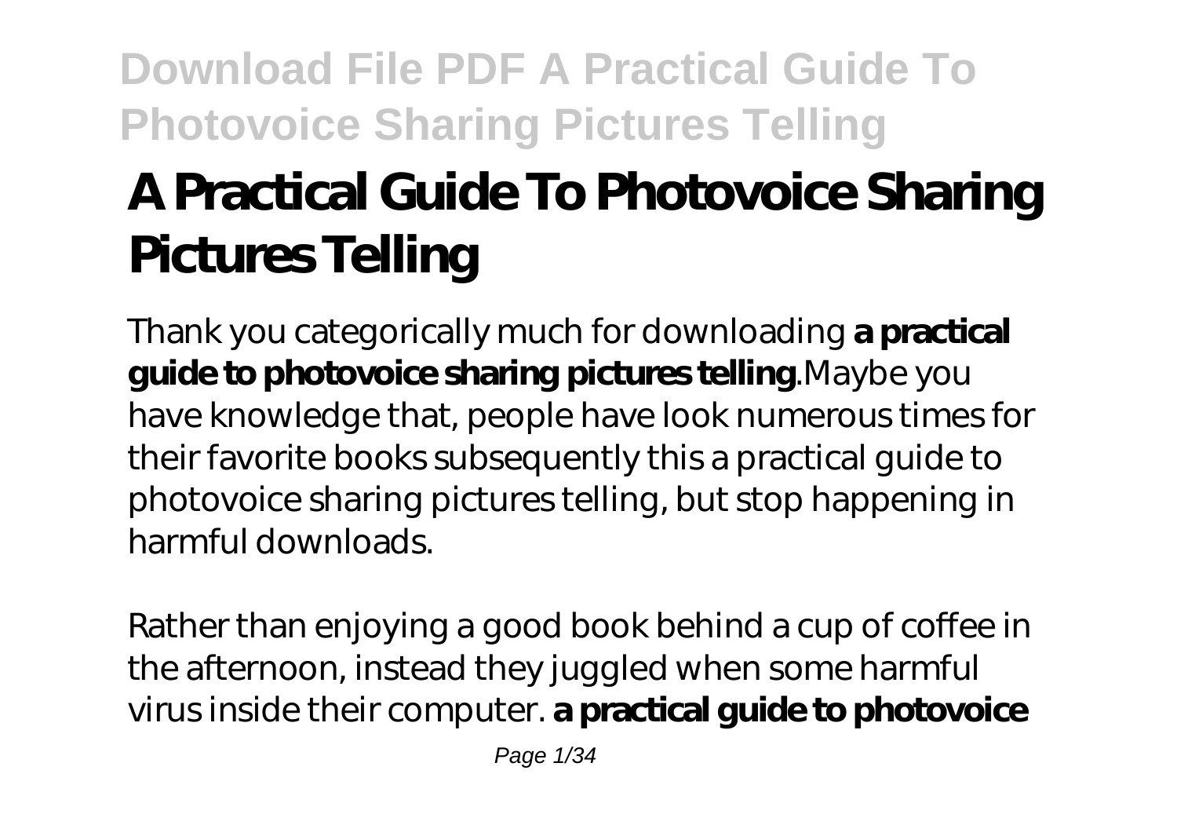# A Practical Guide To Photovoice Sharing Pictures Telling

Thank you categorically much for downloading **a practical guide to photovoice sharing pictures telling**.Maybe you have knowledge that, people have look numerous times for their favorite books subsequently this a practical guide to photovoice sharing pictures telling, but stop happening in harmful downloads.

Rather than enjoying a good book behind a cup of coffee in the afternoon, instead they juggled when some harmful virus inside their computer. **a practical guide to photovoice**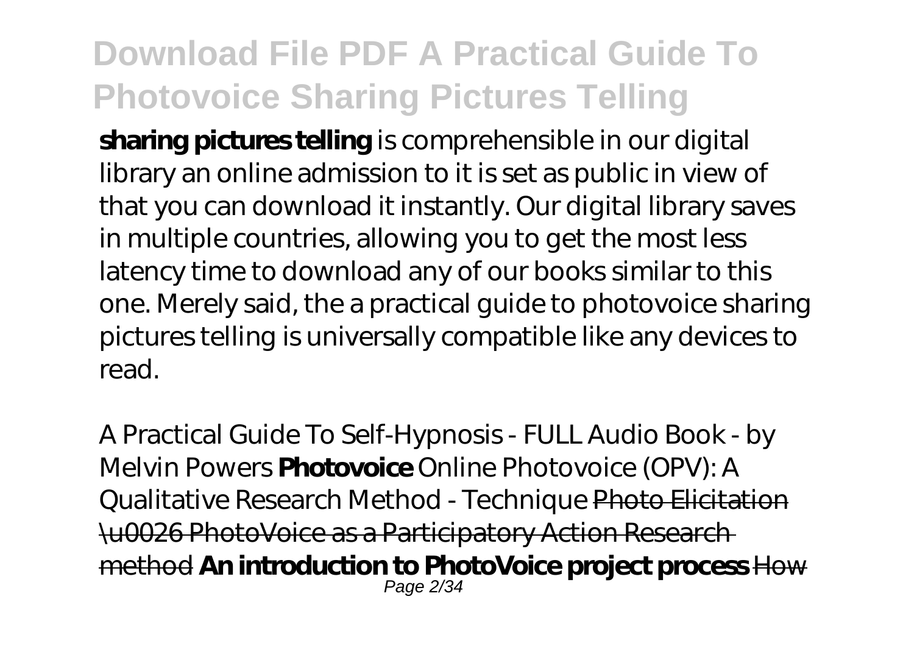**sharing pictures telling** is comprehensible in our digital library an online admission to it is set as public in view of that you can download it instantly. Our digital library saves in multiple countries, allowing you to get the most less latency time to download any of our books similar to this one. Merely said, the a practical guide to photovoice sharing pictures telling is universally compatible like any devices to read.

*A Practical Guide To Self-Hypnosis - FULL Audio Book - by Melvin Powers* **Photovoice** *Online Photovoice (OPV): A Qualitative Research Method - Technique* ~~Photo Elicitation \u0026 PhotoVoice as a Participatory Action Research method~~ **An introduction to PhotoVoice project process** ~~How~~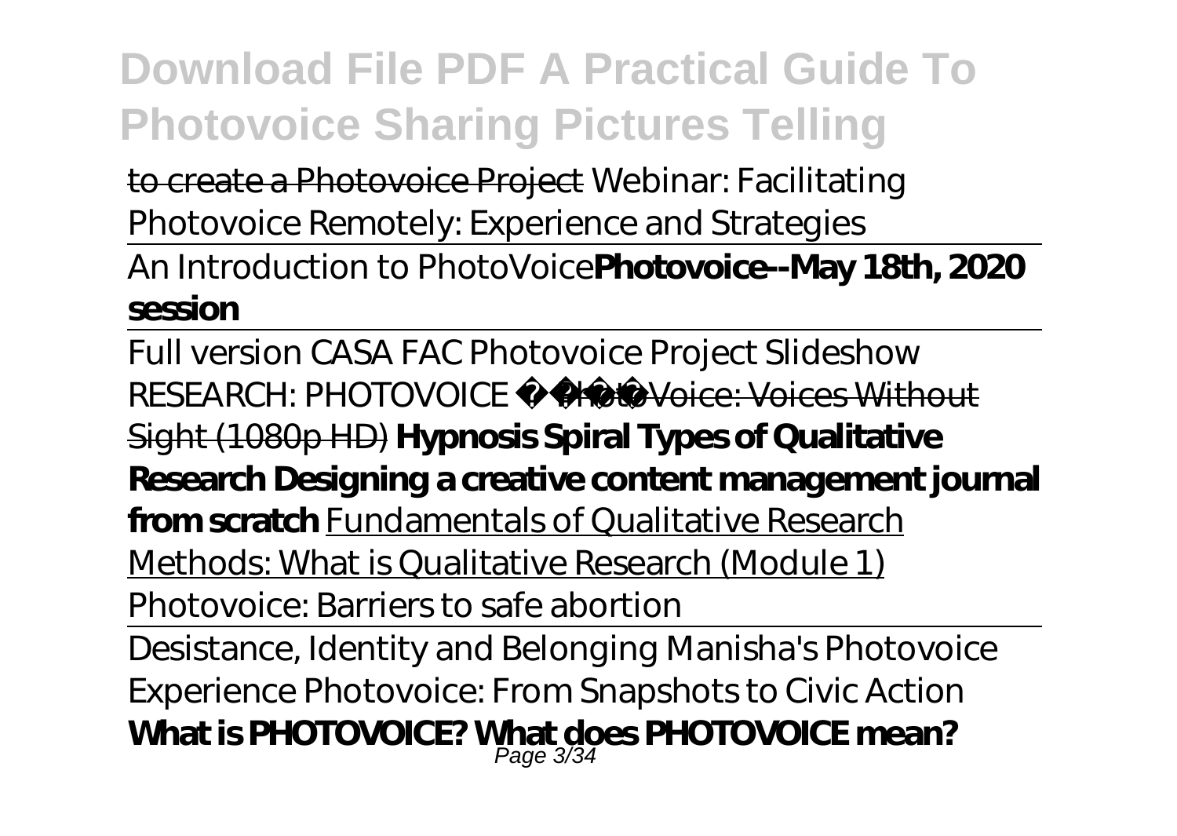to create a Photovoice Project *Webinar: Facilitating Photovoice Remotely: Experience and Strategies*

An Introduction to PhotoVoice**Photovoice--May 18th, 2020 session**

Full version CASA FAC Photovoice Project Slideshow *RESEARCH: PHOTOVOICE* ~~PhotoVoice: Voices Without Sight (1080p HD)~~ **Hypnosis Spiral Types of Qualitative Research Designing a creative content management journal from scratch** Fundamentals of Qualitative Research Methods: What is Qualitative Research (Module 1) *Photovoice: Barriers to safe abortion*

Desistance, Identity and Belonging Manisha's Photovoice Experience *Photovoice: From Snapshots to Civic Action* **What is PHOTOVOICE? What does PHOTOVOICE mean?**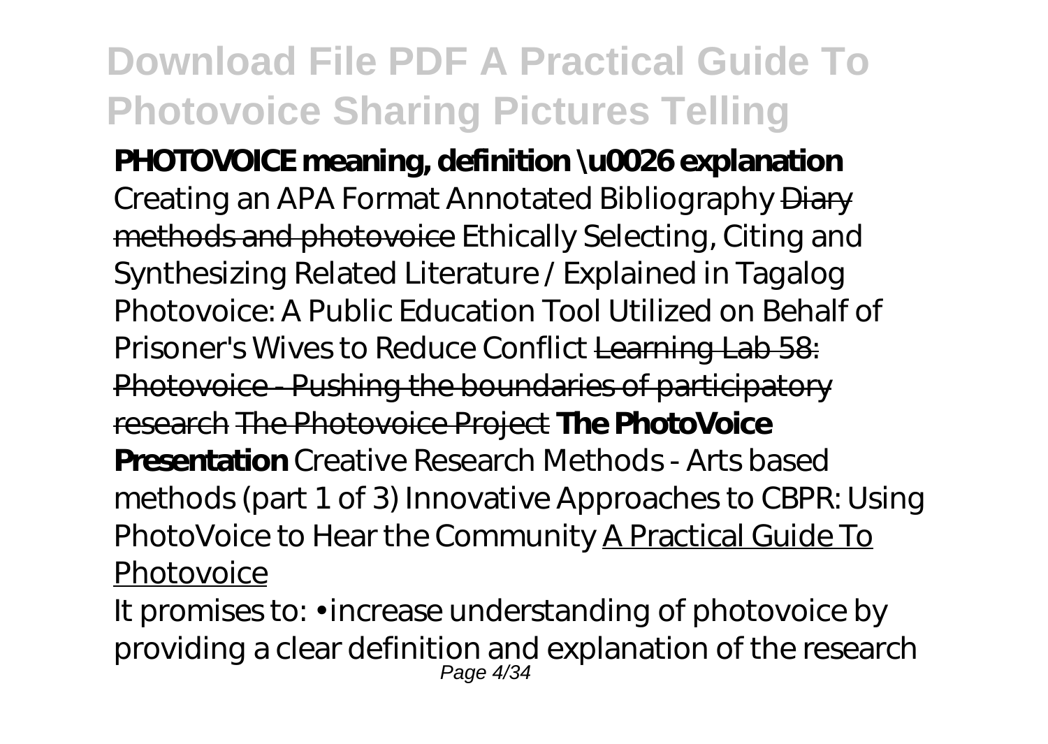**PHOTOVOICE meaning, definition \u0026 explanation** *Creating an APA Format Annotated Bibliography* ~~Diary methods and photovoice~~ *Ethically Selecting, Citing and Synthesizing Related Literature / Explained in Tagalog* *Photovoice: A Public Education Tool Utilized on Behalf of Prisoner's Wives to Reduce Conflict* ~~Learning Lab 58: Photovoice - Pushing the boundaries of participatory research~~ ~~The Photovoice Project~~ **The PhotoVoice Presentation** *Creative Research Methods - Arts based methods (part 1 of 3)* *Innovative Approaches to CBPR: Using PhotoVoice to Hear the Community* A Practical Guide To Photovoice

It promises to: • increase understanding of photovoice by providing a clear definition and explanation of the research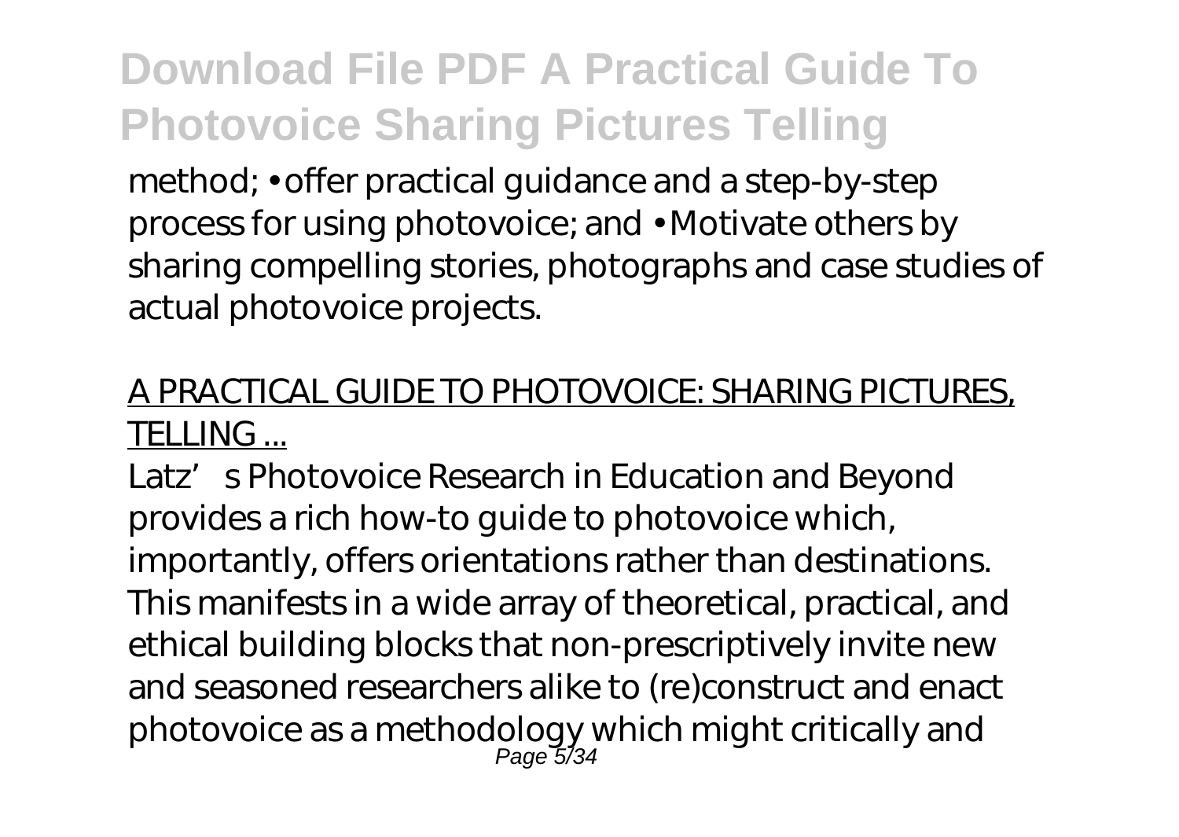method; • offer practical guidance and a step-by-step process for using photovoice; and • Motivate others by sharing compelling stories, photographs and case studies of actual photovoice projects.

A PRACTICAL GUIDE TO PHOTOVOICE: SHARING PICTURES, TELLING ...

Latz's Photovoice Research in Education and Beyond provides a rich how-to guide to photovoice which, importantly, offers orientations rather than destinations. This manifests in a wide array of theoretical, practical, and ethical building blocks that non-prescriptively invite new and seasoned researchers alike to (re)construct and enact photovoice as a methodology which might critically and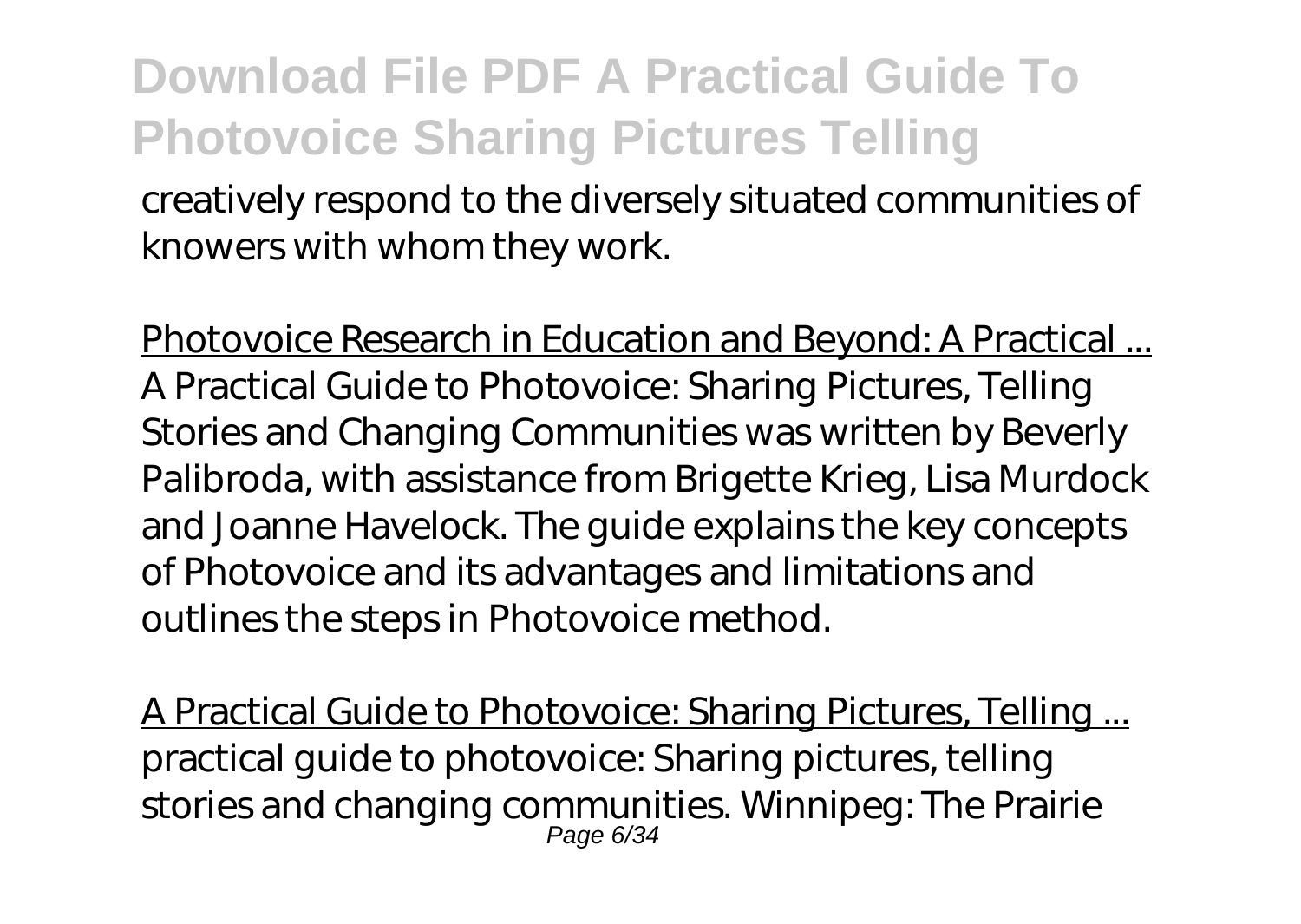creatively respond to the diversely situated communities of knowers with whom they work.

Photovoice Research in Education and Beyond: A Practical ...

A Practical Guide to Photovoice: Sharing Pictures, Telling Stories and Changing Communities was written by Beverly Palibroda, with assistance from Brigette Krieg, Lisa Murdock and Joanne Havelock. The guide explains the key concepts of Photovoice and its advantages and limitations and outlines the steps in Photovoice method.

A Practical Guide to Photovoice: Sharing Pictures, Telling ...

practical guide to photovoice: Sharing pictures, telling stories and changing communities. Winnipeg: The Prairie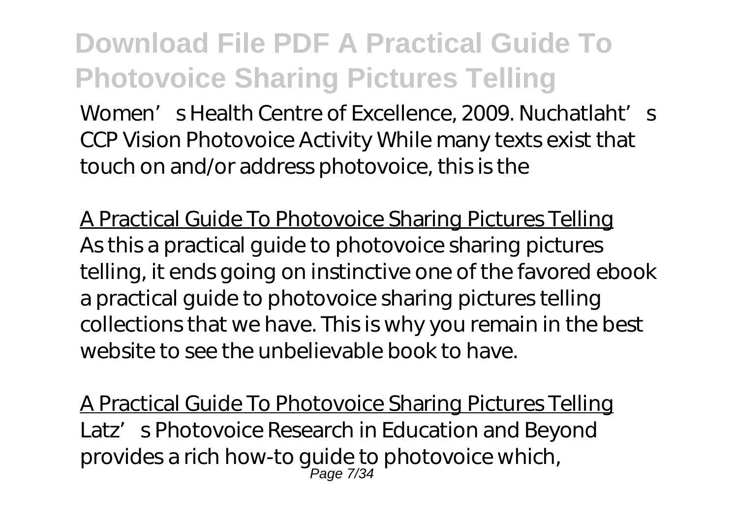Women's Health Centre of Excellence, 2009. Nuchatlaht's CCP Vision Photovoice Activity While many texts exist that touch on and/or address photovoice, this is the

A Practical Guide To Photovoice Sharing Pictures Telling

As this a practical guide to photovoice sharing pictures telling, it ends going on instinctive one of the favored ebook a practical guide to photovoice sharing pictures telling collections that we have. This is why you remain in the best website to see the unbelievable book to have.

A Practical Guide To Photovoice Sharing Pictures Telling

Latz's Photovoice Research in Education and Beyond provides a rich how-to guide to photovoice which,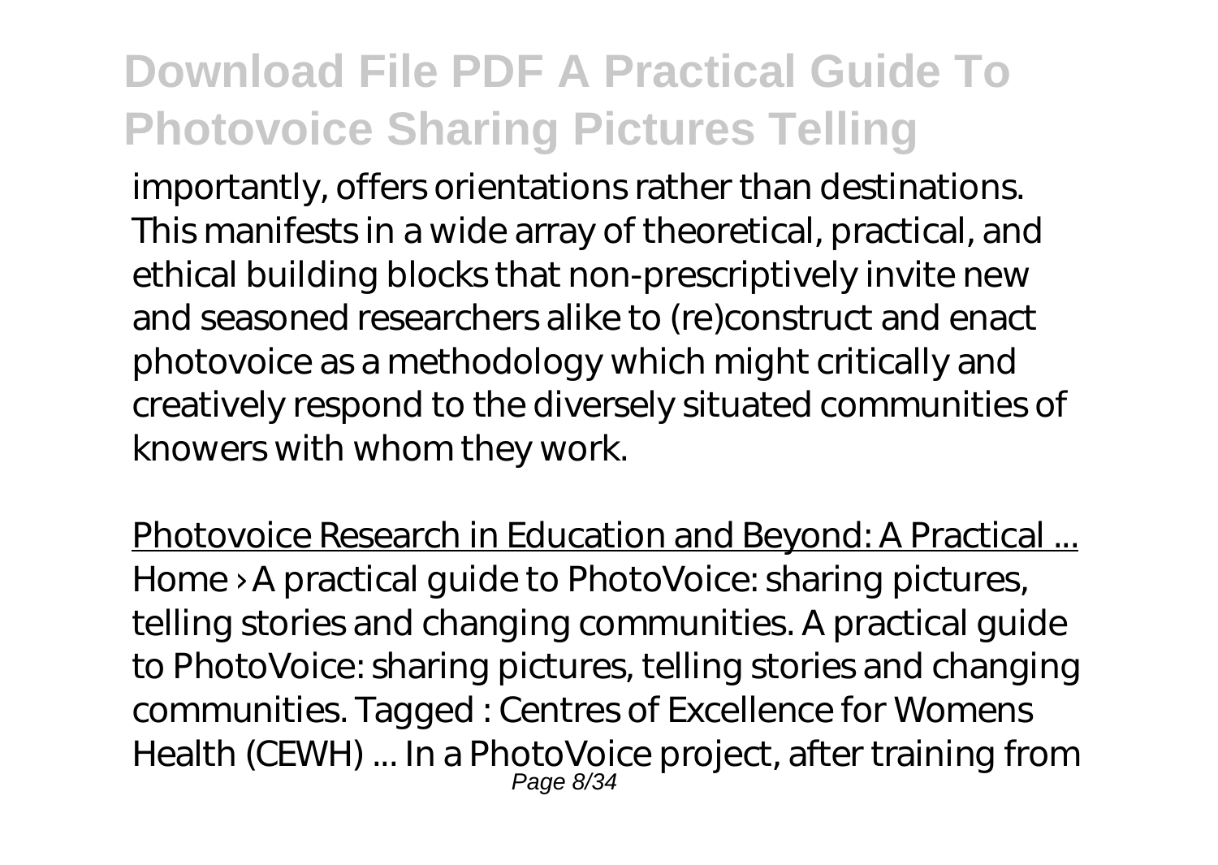importantly, offers orientations rather than destinations. This manifests in a wide array of theoretical, practical, and ethical building blocks that non-prescriptively invite new and seasoned researchers alike to (re)construct and enact photovoice as a methodology which might critically and creatively respond to the diversely situated communities of knowers with whom they work.

Photovoice Research in Education and Beyond: A Practical ...
Home › A practical guide to PhotoVoice: sharing pictures, telling stories and changing communities. A practical guide to PhotoVoice: sharing pictures, telling stories and changing communities. Tagged : Centres of Excellence for Womens Health (CEWH) ... In a PhotoVoice project, after training from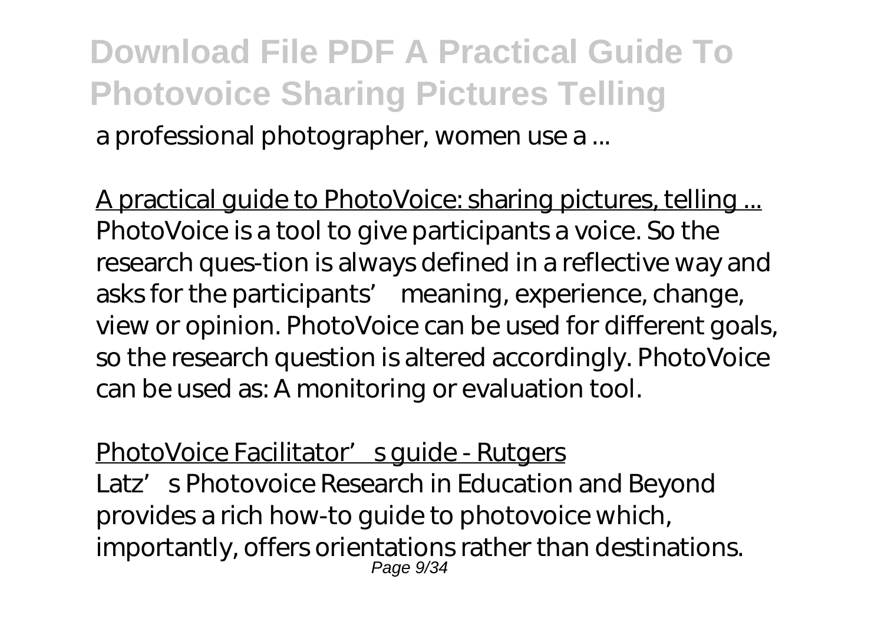a professional photographer, women use a ...

A practical guide to PhotoVoice: sharing pictures, telling ...
PhotoVoice is a tool to give participants a voice. So the research ques-tion is always defined in a reflective way and asks for the participants' meaning, experience, change, view or opinion. PhotoVoice can be used for different goals, so the research question is altered accordingly. PhotoVoice can be used as: A monitoring or evaluation tool.

PhotoVoice Facilitator's guide - Rutgers
Latz's Photovoice Research in Education and Beyond provides a rich how-to guide to photovoice which, importantly, offers orientations rather than destinations.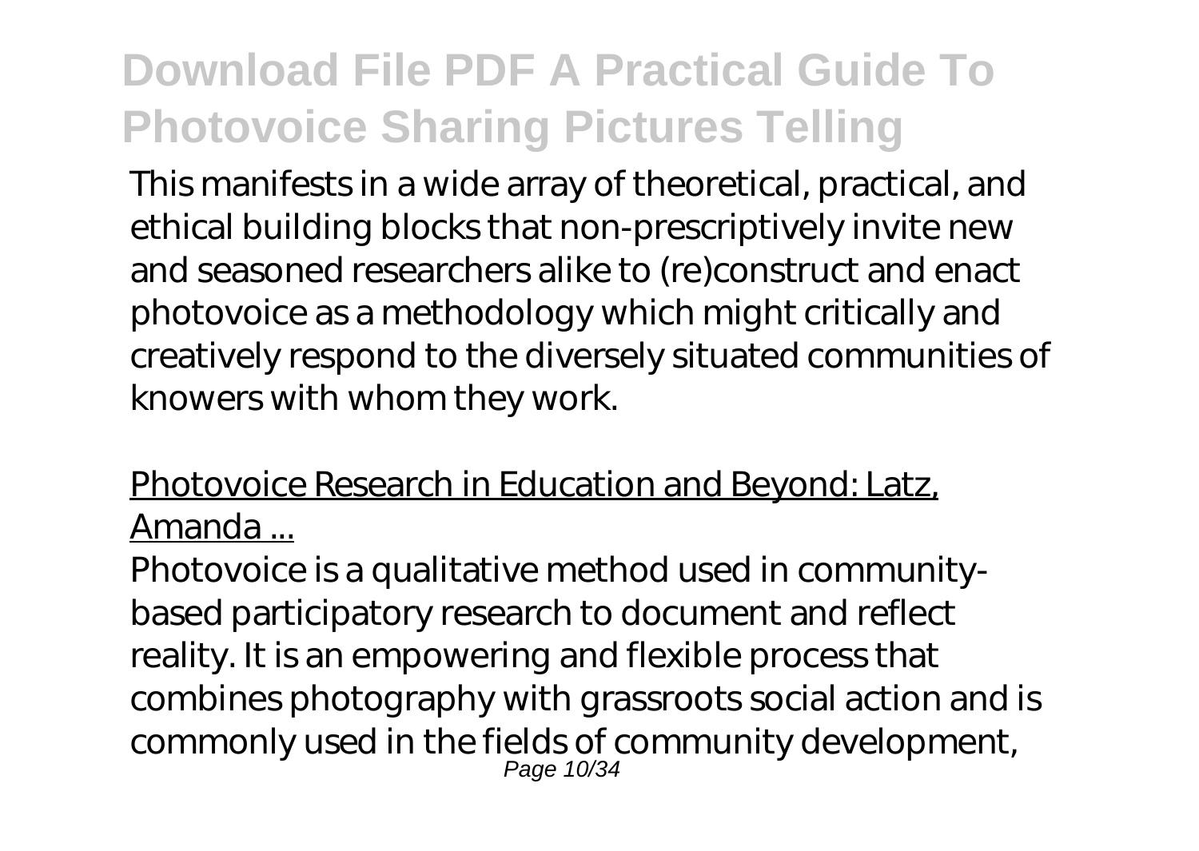This manifests in a wide array of theoretical, practical, and ethical building blocks that non-prescriptively invite new and seasoned researchers alike to (re)construct and enact photovoice as a methodology which might critically and creatively respond to the diversely situated communities of knowers with whom they work.

### Photovoice Research in Education and Beyond: Latz, Amanda ...

Photovoice is a qualitative method used in community-based participatory research to document and reflect reality. It is an empowering and flexible process that combines photography with grassroots social action and is commonly used in the fields of community development,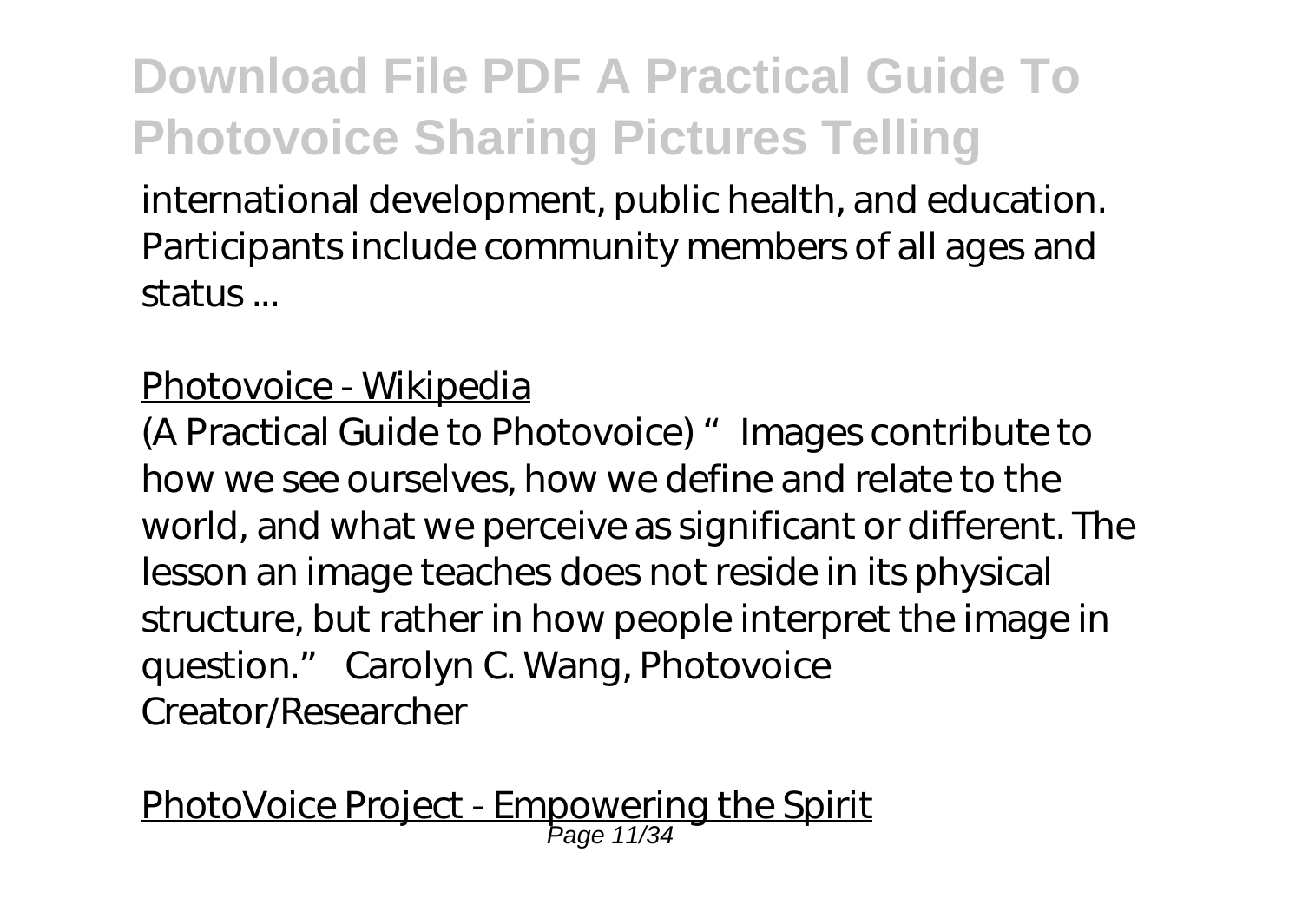international development, public health, and education. Participants include community members of all ages and status ...

Photovoice - Wikipedia

(A Practical Guide to Photovoice) " Images contribute to how we see ourselves, how we define and relate to the world, and what we perceive as significant or different. The lesson an image teaches does not reside in its physical structure, but rather in how people interpret the image in question." Carolyn C. Wang, Photovoice Creator/Researcher

PhotoVoice Project - Empowering the Spirit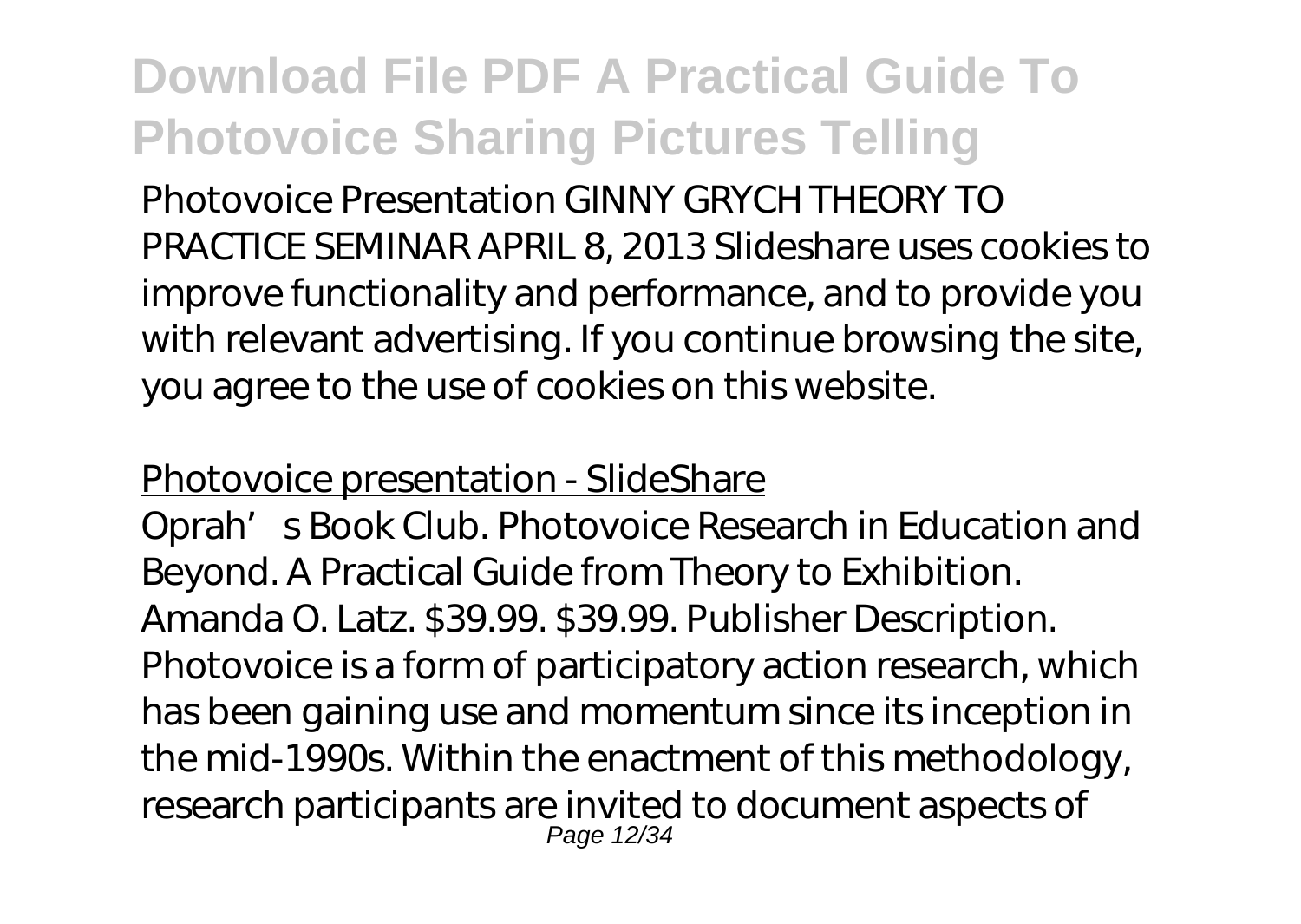Photovoice Presentation GINNY GRYCH THEORY TO PRACTICE SEMINAR APRIL 8, 2013 Slideshare uses cookies to improve functionality and performance, and to provide you with relevant advertising. If you continue browsing the site, you agree to the use of cookies on this website.

## Photovoice presentation - SlideShare

Oprah's Book Club. Photovoice Research in Education and Beyond. A Practical Guide from Theory to Exhibition. Amanda O. Latz. $39.99. $39.99. Publisher Description. Photovoice is a form of participatory action research, which has been gaining use and momentum since its inception in the mid-1990s. Within the enactment of this methodology, research participants are invited to document aspects of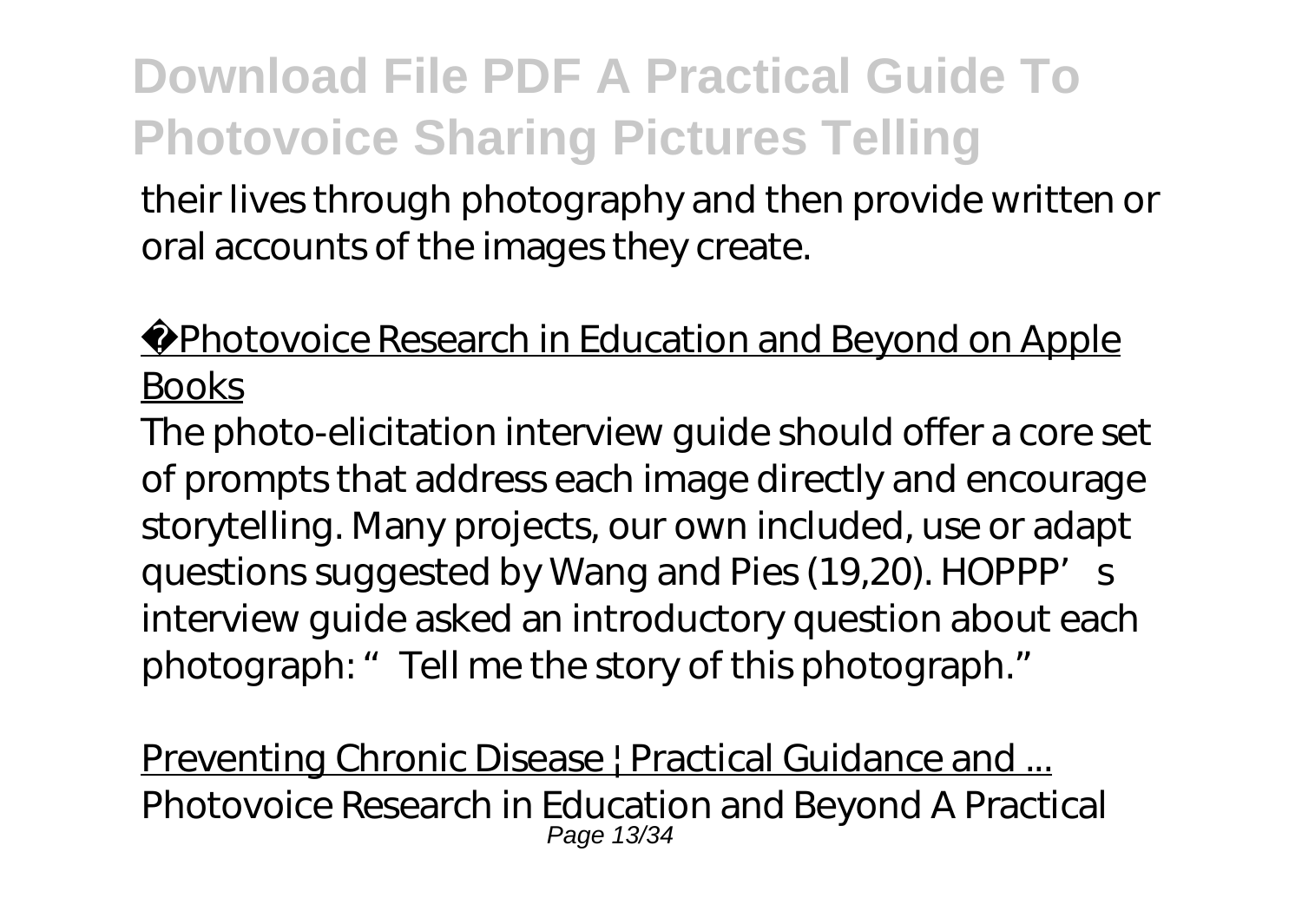their lives through photography and then provide written or oral accounts of the images they create.

Photovoice Research in Education and Beyond on Apple Books

The photo-elicitation interview guide should offer a core set of prompts that address each image directly and encourage storytelling. Many projects, our own included, use or adapt questions suggested by Wang and Pies (19,20). HOPPP's interview guide asked an introductory question about each photograph: "Tell me the story of this photograph."

Preventing Chronic Disease | Practical Guidance and ...

Photovoice Research in Education and Beyond A Practical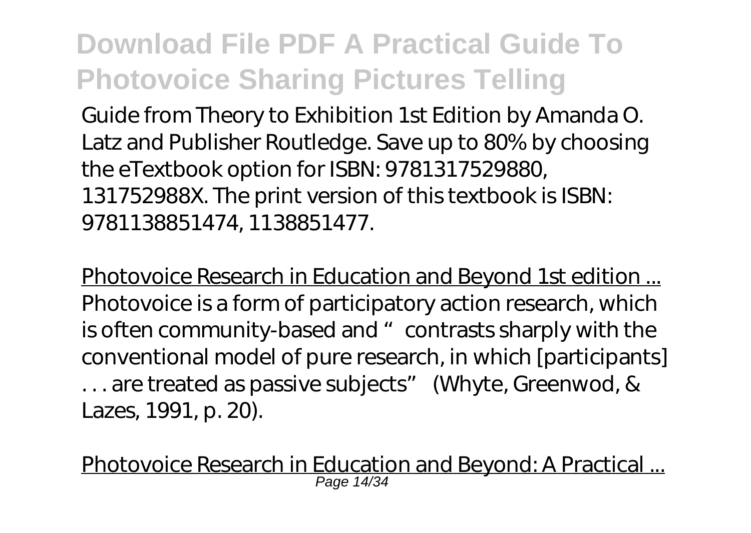Guide from Theory to Exhibition 1st Edition by Amanda O. Latz and Publisher Routledge. Save up to 80% by choosing the eTextbook option for ISBN: 9781317529880, 131752988X. The print version of this textbook is ISBN: 9781138851474, 1138851477.

Photovoice Research in Education and Beyond 1st edition ...
Photovoice is a form of participatory action research, which is often community-based and "contrasts sharply with the conventional model of pure research, in which [participants] . . . are treated as passive subjects" (Whyte, Greenwod, & Lazes, 1991, p. 20).

Photovoice Research in Education and Beyond: A Practical ...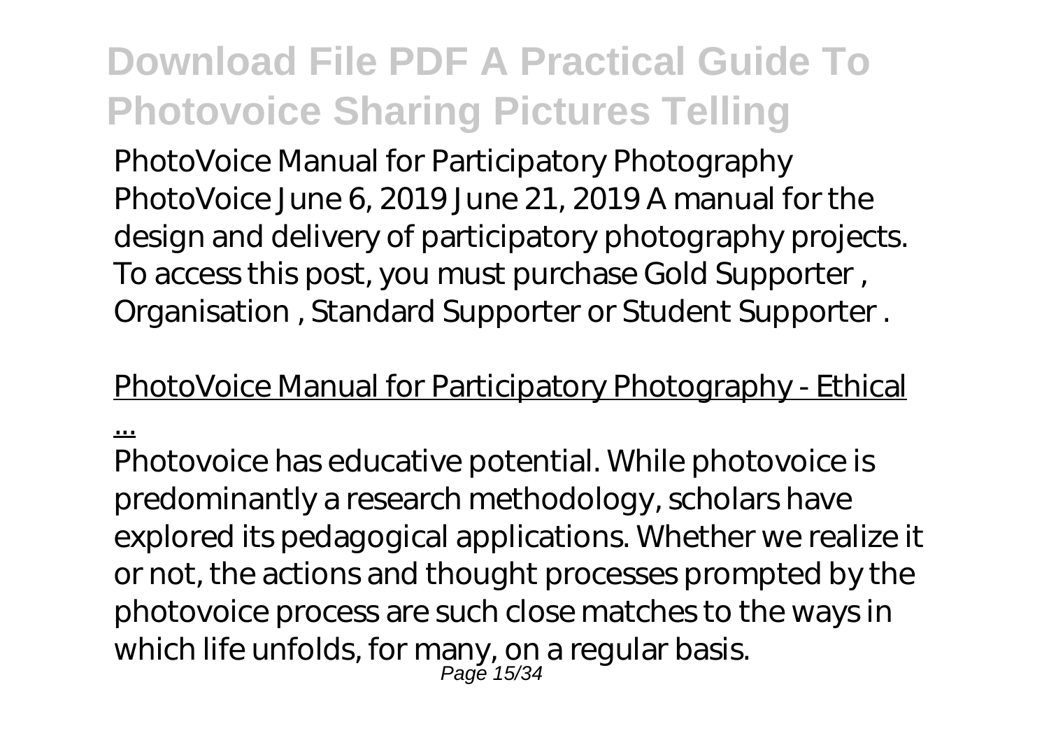PhotoVoice Manual for Participatory Photography PhotoVoice June 6, 2019 June 21, 2019 A manual for the design and delivery of participatory photography projects. To access this post, you must purchase Gold Supporter , Organisation , Standard Supporter or Student Supporter .

PhotoVoice Manual for Participatory Photography - Ethical ...

Photovoice has educative potential. While photovoice is predominantly a research methodology, scholars have explored its pedagogical applications. Whether we realize it or not, the actions and thought processes prompted by the photovoice process are such close matches to the ways in which life unfolds, for many, on a regular basis.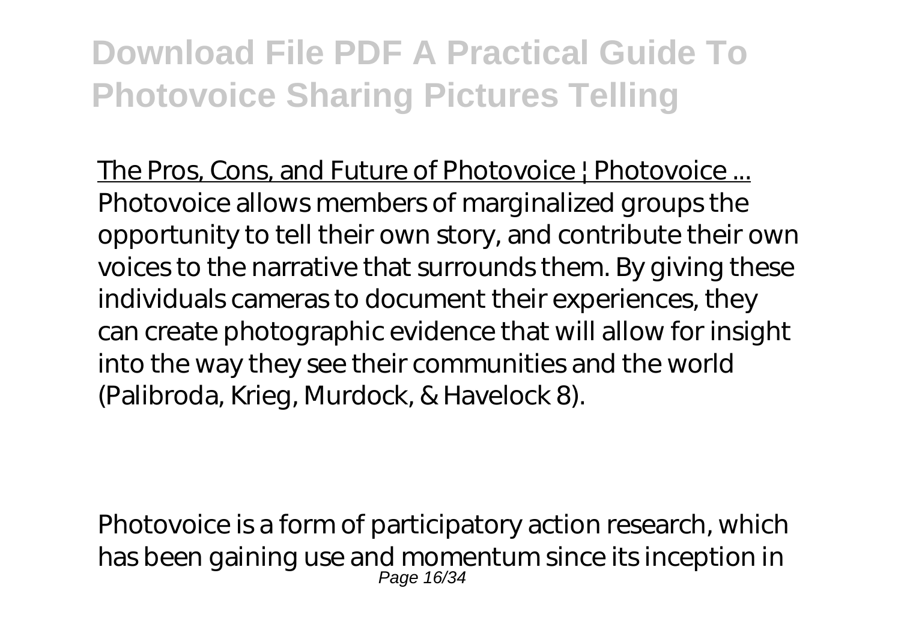# Download File PDF A Practical Guide To Photovoice Sharing Pictures Telling

The Pros, Cons, and Future of Photovoice | Photovoice ...
Photovoice allows members of marginalized groups the opportunity to tell their own story, and contribute their own voices to the narrative that surrounds them. By giving these individuals cameras to document their experiences, they can create photographic evidence that will allow for insight into the way they see their communities and the world (Palibroda, Krieg, Murdock, & Havelock 8).

Photovoice is a form of participatory action research, which has been gaining use and momentum since its inception in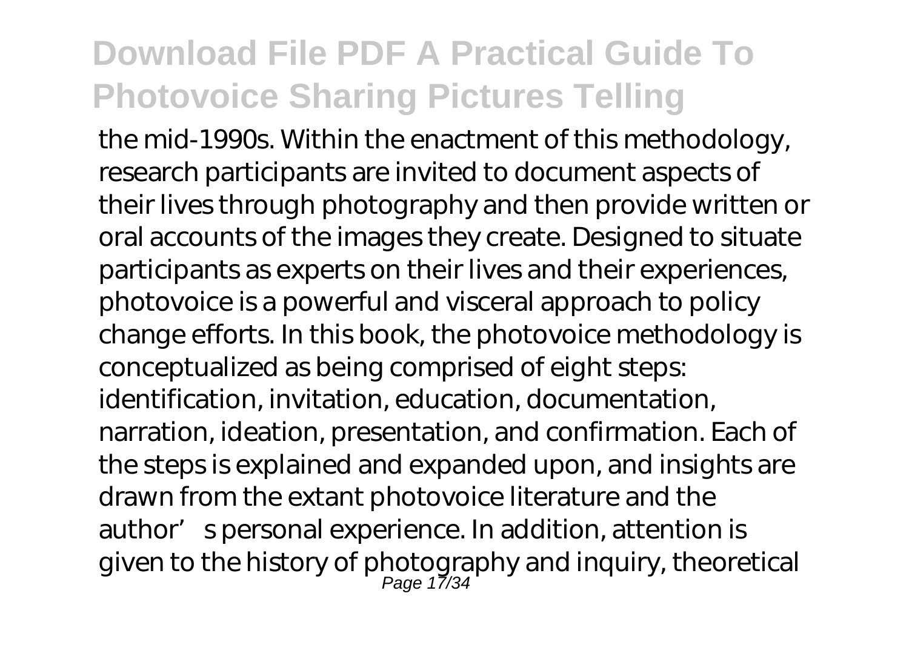the mid-1990s. Within the enactment of this methodology, research participants are invited to document aspects of their lives through photography and then provide written or oral accounts of the images they create. Designed to situate participants as experts on their lives and their experiences, photovoice is a powerful and visceral approach to policy change efforts. In this book, the photovoice methodology is conceptualized as being comprised of eight steps: identification, invitation, education, documentation, narration, ideation, presentation, and confirmation. Each of the steps is explained and expanded upon, and insights are drawn from the extant photovoice literature and the author's personal experience. In addition, attention is given to the history of photography and inquiry, theoretical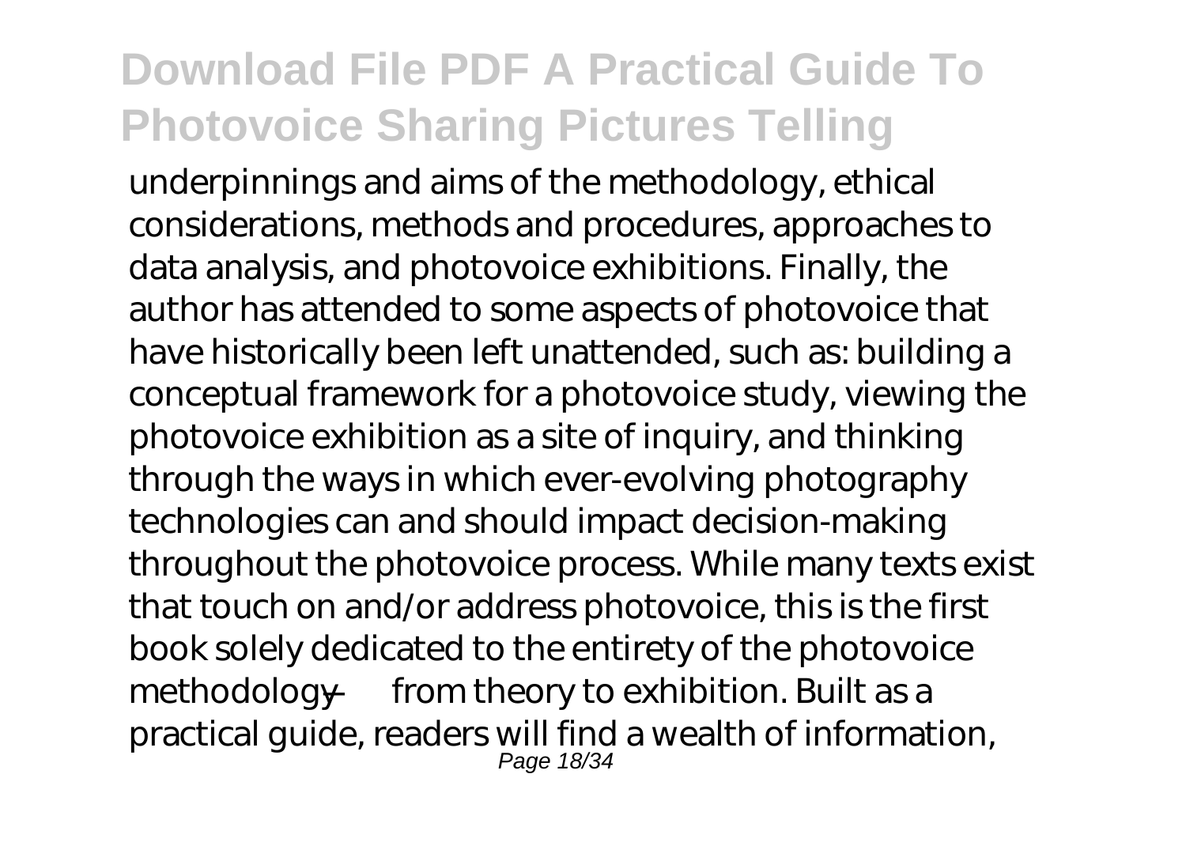underpinnings and aims of the methodology, ethical considerations, methods and procedures, approaches to data analysis, and photovoice exhibitions. Finally, the author has attended to some aspects of photovoice that have historically been left unattended, such as: building a conceptual framework for a photovoice study, viewing the photovoice exhibition as a site of inquiry, and thinking through the ways in which ever-evolving photography technologies can and should impact decision-making throughout the photovoice process. While many texts exist that touch on and/or address photovoice, this is the first book solely dedicated to the entirety of the photovoice methodology — from theory to exhibition. Built as a practical guide, readers will find a wealth of information,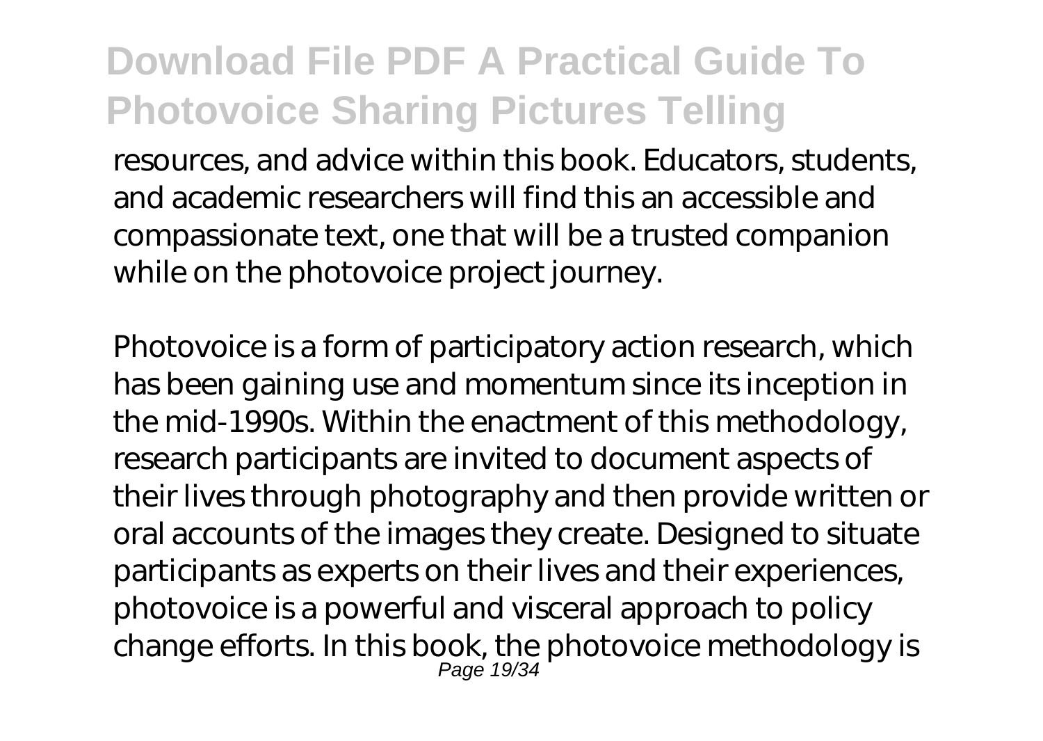resources, and advice within this book. Educators, students, and academic researchers will find this an accessible and compassionate text, one that will be a trusted companion while on the photovoice project journey.

Photovoice is a form of participatory action research, which has been gaining use and momentum since its inception in the mid-1990s. Within the enactment of this methodology, research participants are invited to document aspects of their lives through photography and then provide written or oral accounts of the images they create. Designed to situate participants as experts on their lives and their experiences, photovoice is a powerful and visceral approach to policy change efforts. In this book, the photovoice methodology is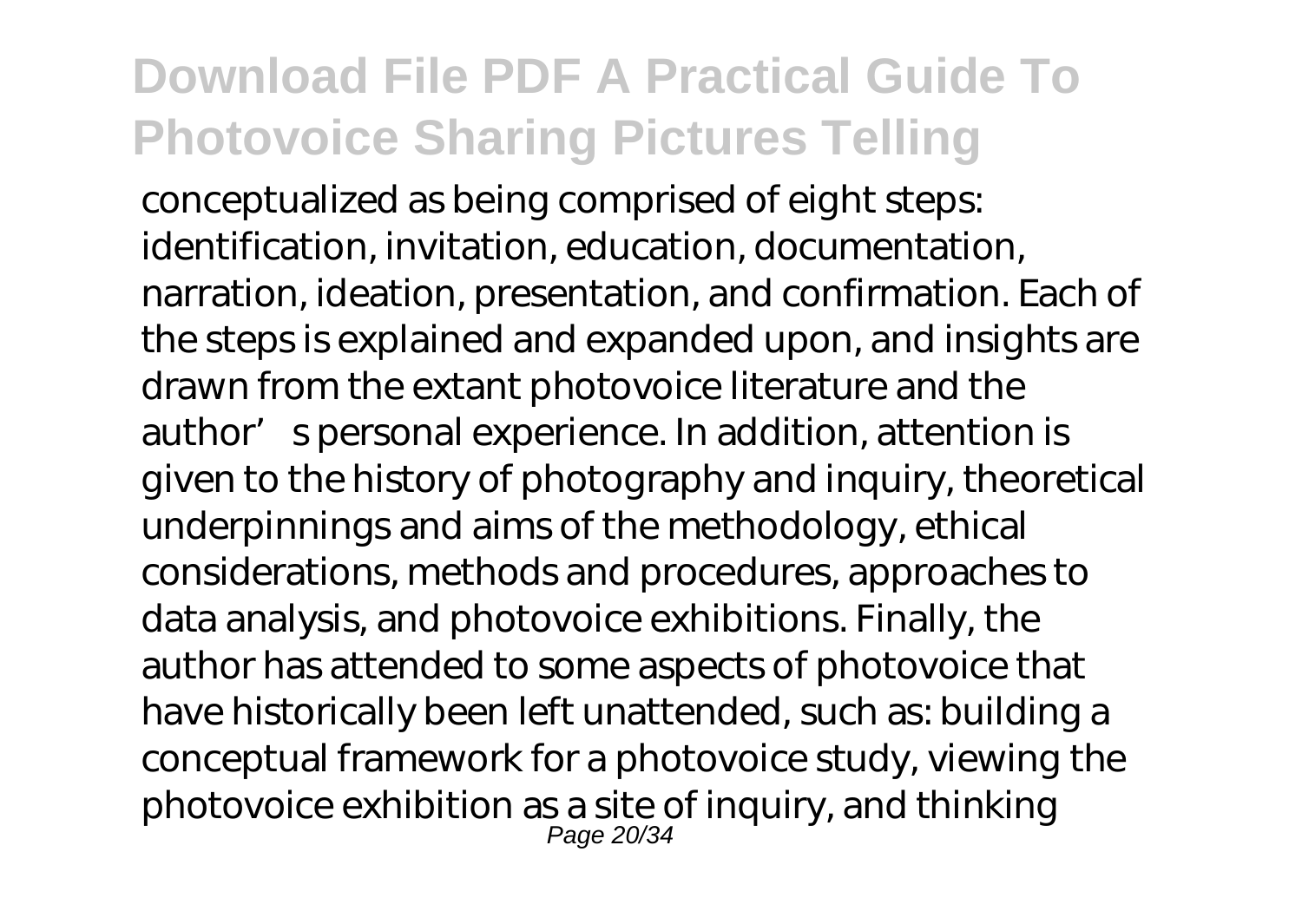conceptualized as being comprised of eight steps: identification, invitation, education, documentation, narration, ideation, presentation, and confirmation. Each of the steps is explained and expanded upon, and insights are drawn from the extant photovoice literature and the author's personal experience. In addition, attention is given to the history of photography and inquiry, theoretical underpinnings and aims of the methodology, ethical considerations, methods and procedures, approaches to data analysis, and photovoice exhibitions. Finally, the author has attended to some aspects of photovoice that have historically been left unattended, such as: building a conceptual framework for a photovoice study, viewing the photovoice exhibition as a site of inquiry, and thinking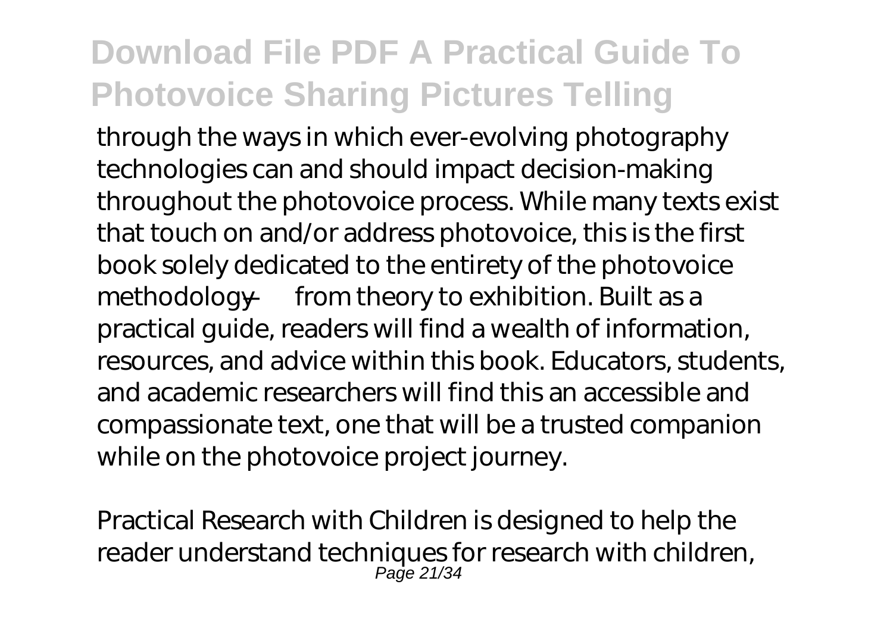through the ways in which ever-evolving photography technologies can and should impact decision-making throughout the photovoice process. While many texts exist that touch on and/or address photovoice, this is the first book solely dedicated to the entirety of the photovoice methodology — from theory to exhibition. Built as a practical guide, readers will find a wealth of information, resources, and advice within this book. Educators, students, and academic researchers will find this an accessible and compassionate text, one that will be a trusted companion while on the photovoice project journey.

Practical Research with Children is designed to help the reader understand techniques for research with children,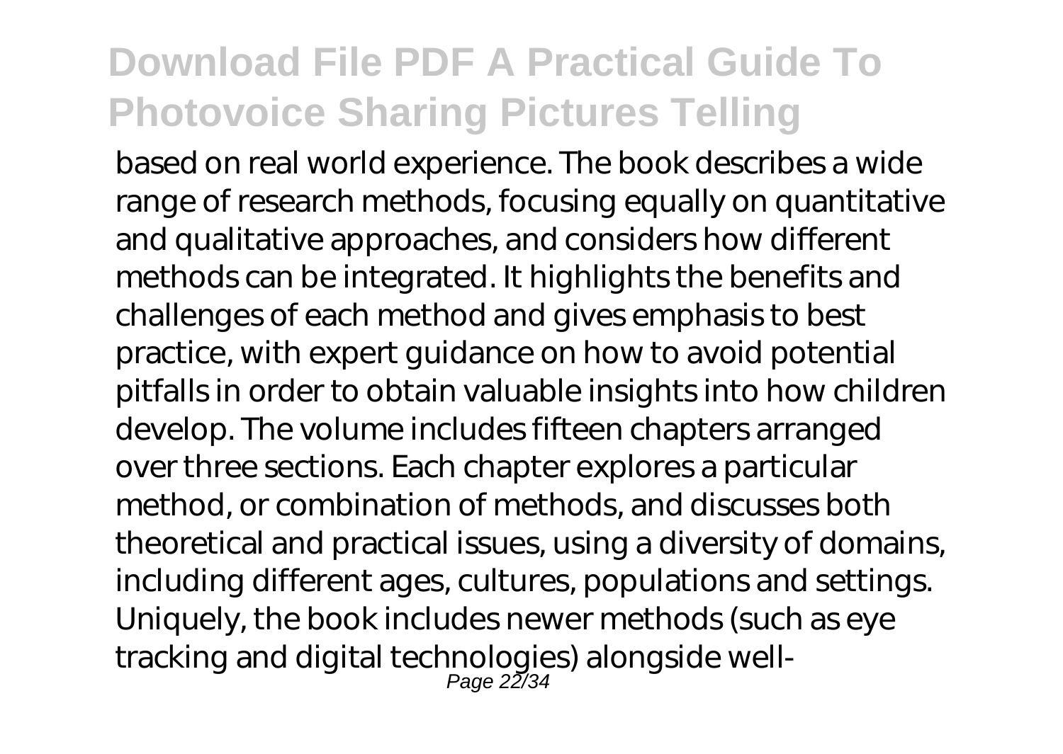based on real world experience. The book describes a wide range of research methods, focusing equally on quantitative and qualitative approaches, and considers how different methods can be integrated. It highlights the benefits and challenges of each method and gives emphasis to best practice, with expert guidance on how to avoid potential pitfalls in order to obtain valuable insights into how children develop. The volume includes fifteen chapters arranged over three sections. Each chapter explores a particular method, or combination of methods, and discusses both theoretical and practical issues, using a diversity of domains, including different ages, cultures, populations and settings. Uniquely, the book includes newer methods (such as eye tracking and digital technologies) alongside well-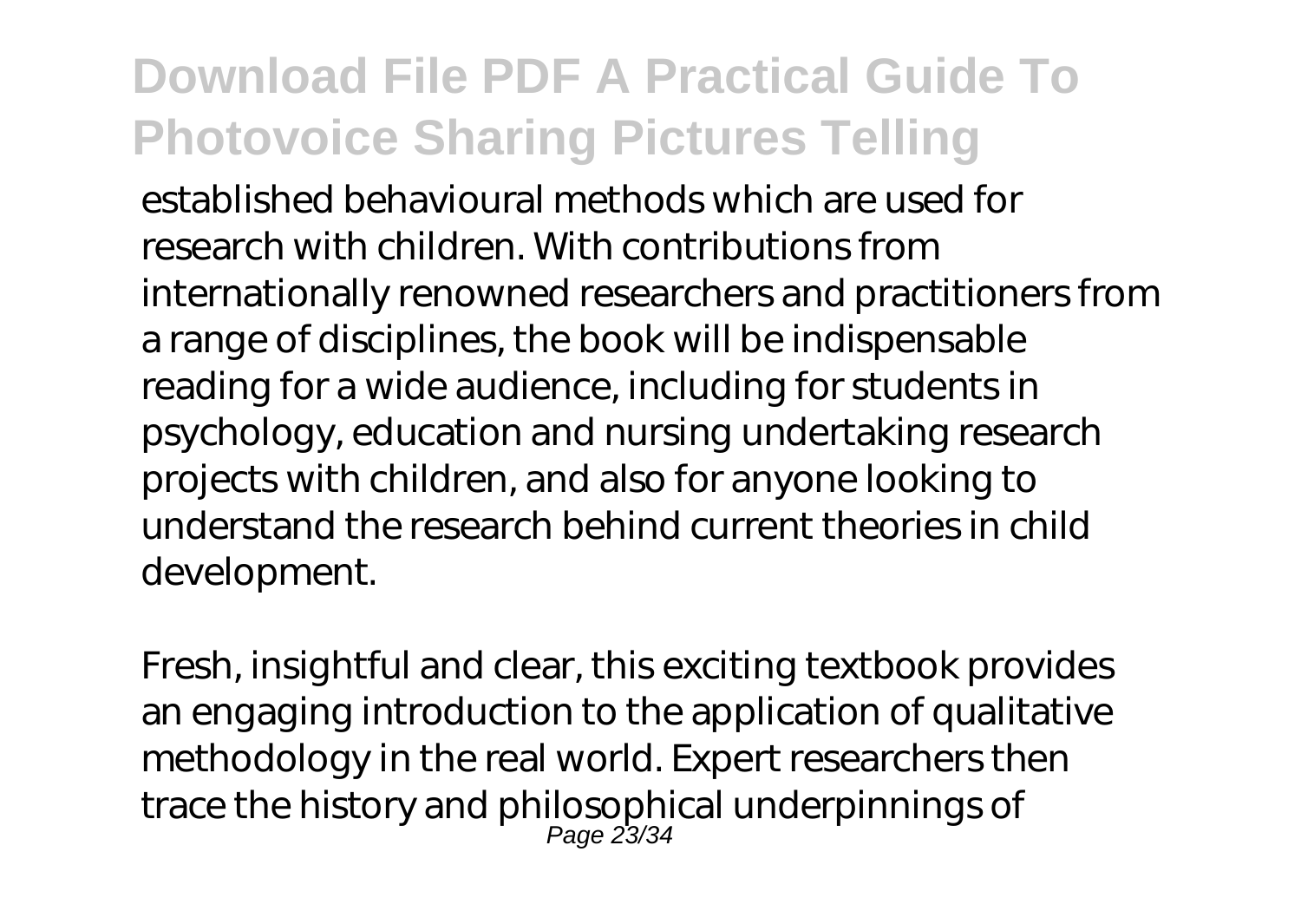established behavioural methods which are used for research with children. With contributions from internationally renowned researchers and practitioners from a range of disciplines, the book will be indispensable reading for a wide audience, including for students in psychology, education and nursing undertaking research projects with children, and also for anyone looking to understand the research behind current theories in child development.

Fresh, insightful and clear, this exciting textbook provides an engaging introduction to the application of qualitative methodology in the real world. Expert researchers then trace the history and philosophical underpinnings of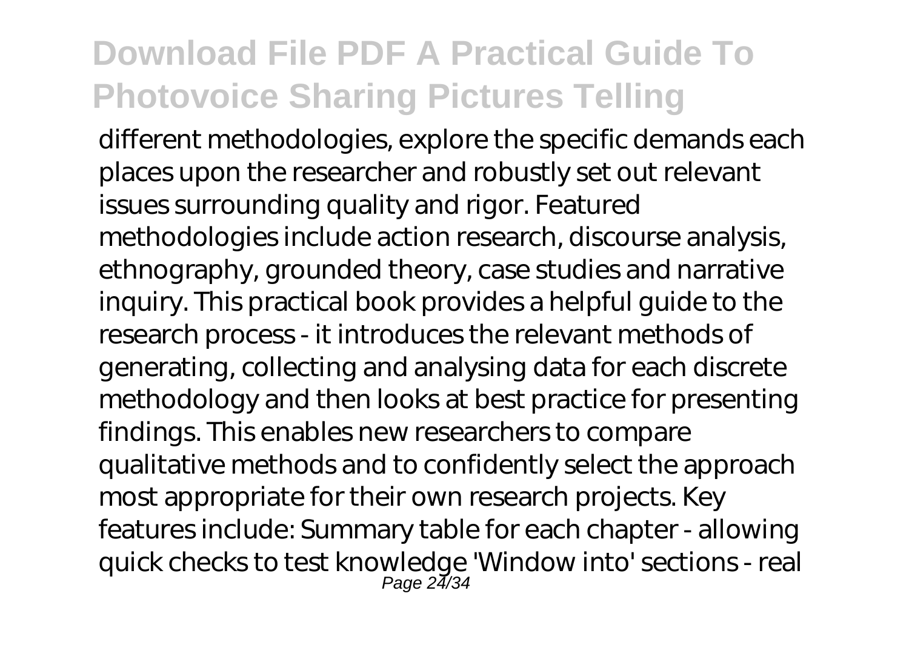different methodologies, explore the specific demands each places upon the researcher and robustly set out relevant issues surrounding quality and rigor. Featured methodologies include action research, discourse analysis, ethnography, grounded theory, case studies and narrative inquiry. This practical book provides a helpful guide to the research process - it introduces the relevant methods of generating, collecting and analysing data for each discrete methodology and then looks at best practice for presenting findings. This enables new researchers to compare qualitative methods and to confidently select the approach most appropriate for their own research projects. Key features include: Summary table for each chapter - allowing quick checks to test knowledge 'Window into' sections - real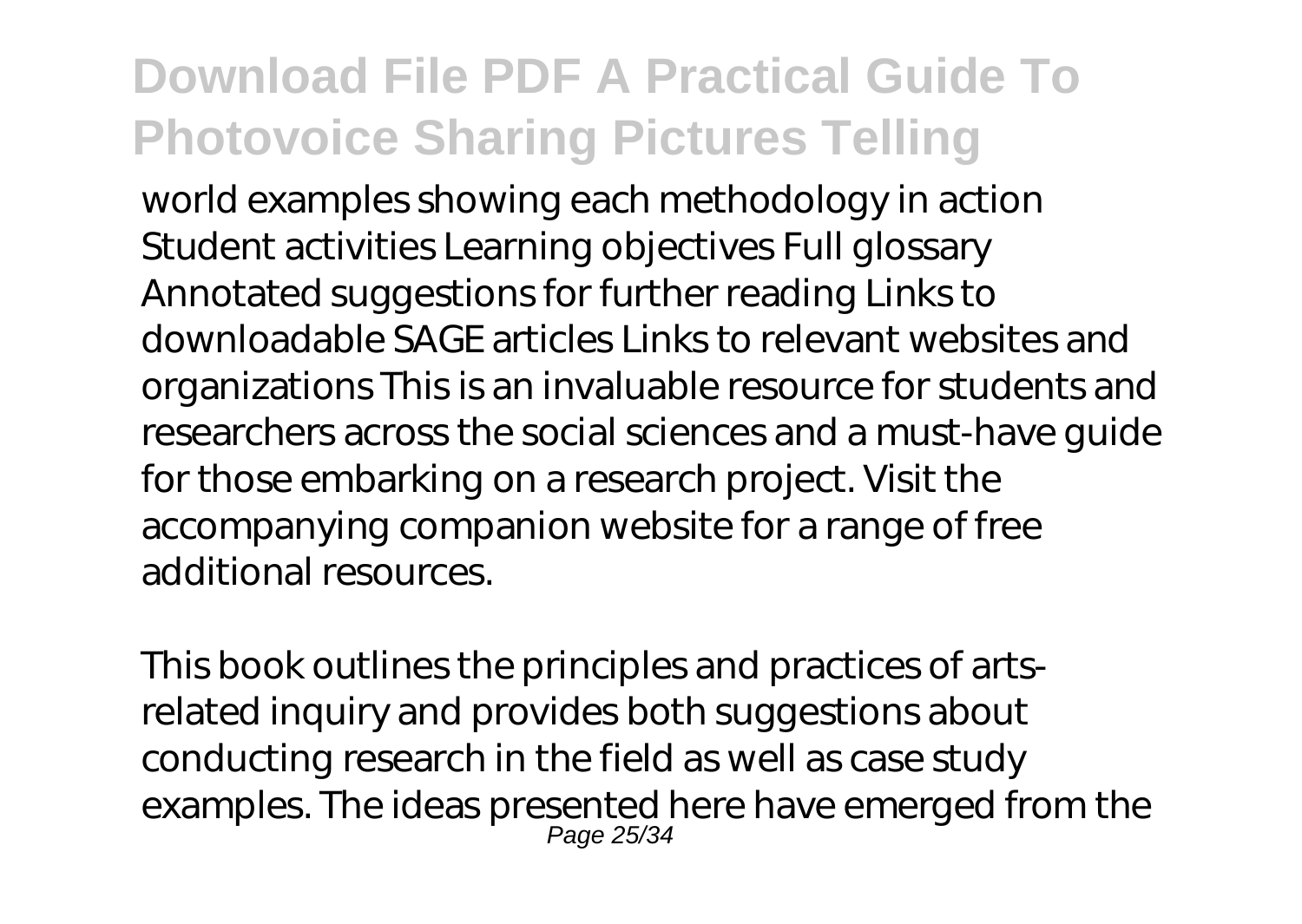world examples showing each methodology in action Student activities Learning objectives Full glossary Annotated suggestions for further reading Links to downloadable SAGE articles Links to relevant websites and organizations This is an invaluable resource for students and researchers across the social sciences and a must-have guide for those embarking on a research project. Visit the accompanying companion website for a range of free additional resources.

This book outlines the principles and practices of arts-related inquiry and provides both suggestions about conducting research in the field as well as case study examples. The ideas presented here have emerged from the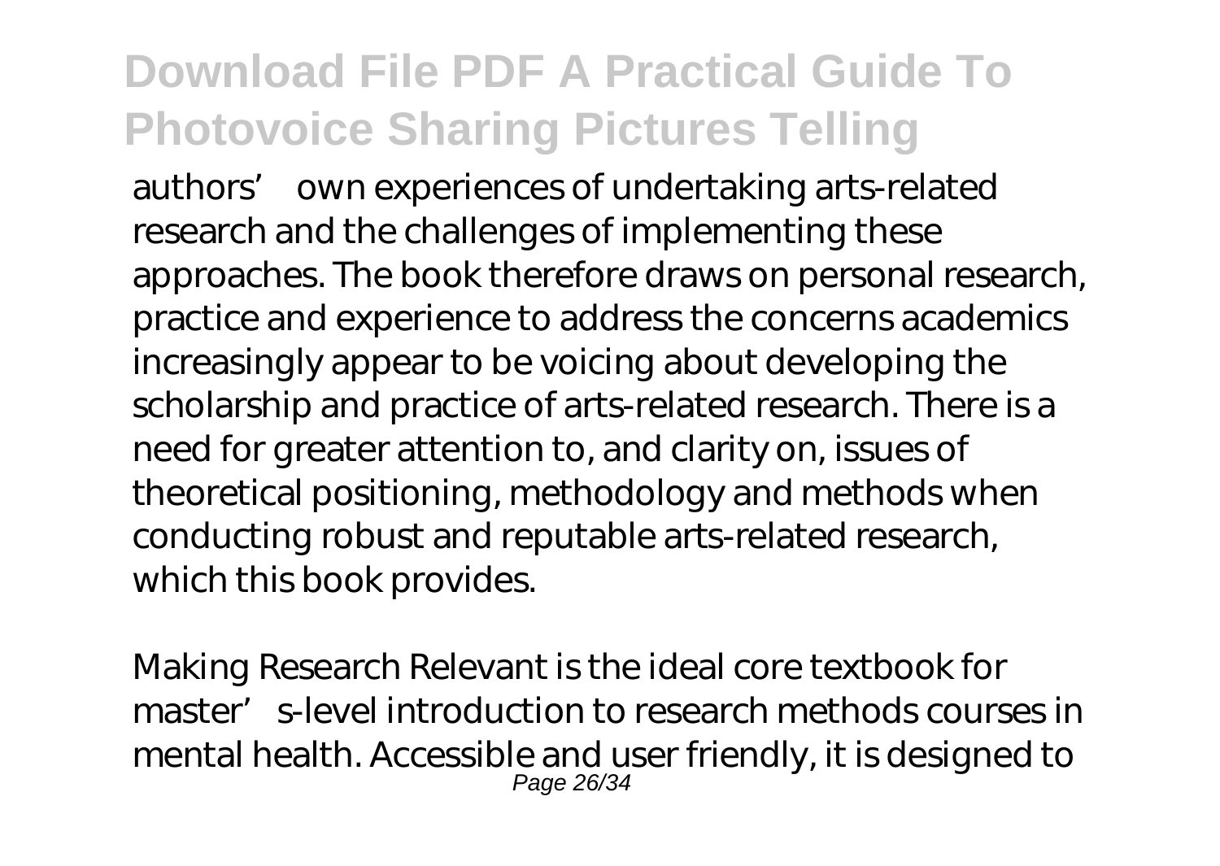authors' own experiences of undertaking arts-related research and the challenges of implementing these approaches. The book therefore draws on personal research, practice and experience to address the concerns academics increasingly appear to be voicing about developing the scholarship and practice of arts-related research. There is a need for greater attention to, and clarity on, issues of theoretical positioning, methodology and methods when conducting robust and reputable arts-related research, which this book provides.

Making Research Relevant is the ideal core textbook for master's-level introduction to research methods courses in mental health. Accessible and user friendly, it is designed to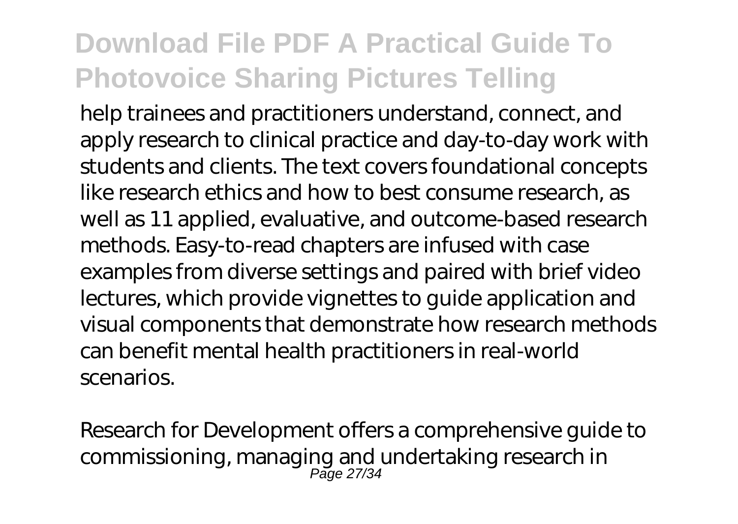help trainees and practitioners understand, connect, and apply research to clinical practice and day-to-day work with students and clients. The text covers foundational concepts like research ethics and how to best consume research, as well as 11 applied, evaluative, and outcome-based research methods. Easy-to-read chapters are infused with case examples from diverse settings and paired with brief video lectures, which provide vignettes to guide application and visual components that demonstrate how research methods can benefit mental health practitioners in real-world scenarios.

Research for Development offers a comprehensive guide to commissioning, managing and undertaking research in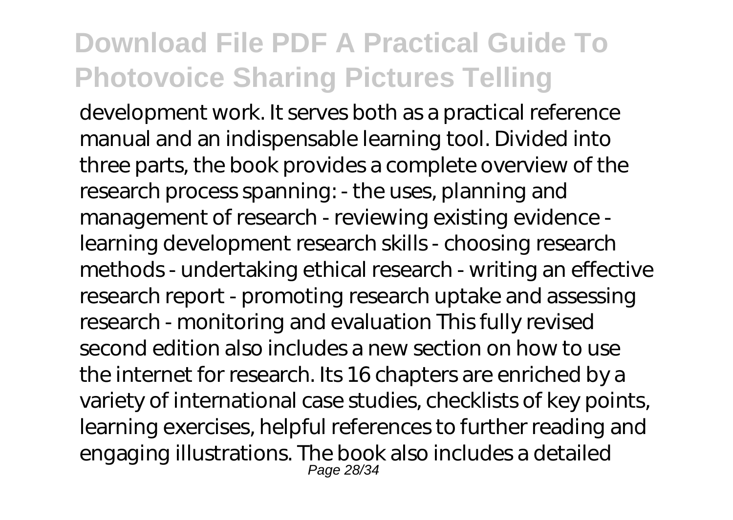development work. It serves both as a practical reference manual and an indispensable learning tool. Divided into three parts, the book provides a complete overview of the research process spanning: - the uses, planning and management of research - reviewing existing evidence - learning development research skills - choosing research methods - undertaking ethical research - writing an effective research report - promoting research uptake and assessing research - monitoring and evaluation This fully revised second edition also includes a new section on how to use the internet for research. Its 16 chapters are enriched by a variety of international case studies, checklists of key points, learning exercises, helpful references to further reading and engaging illustrations. The book also includes a detailed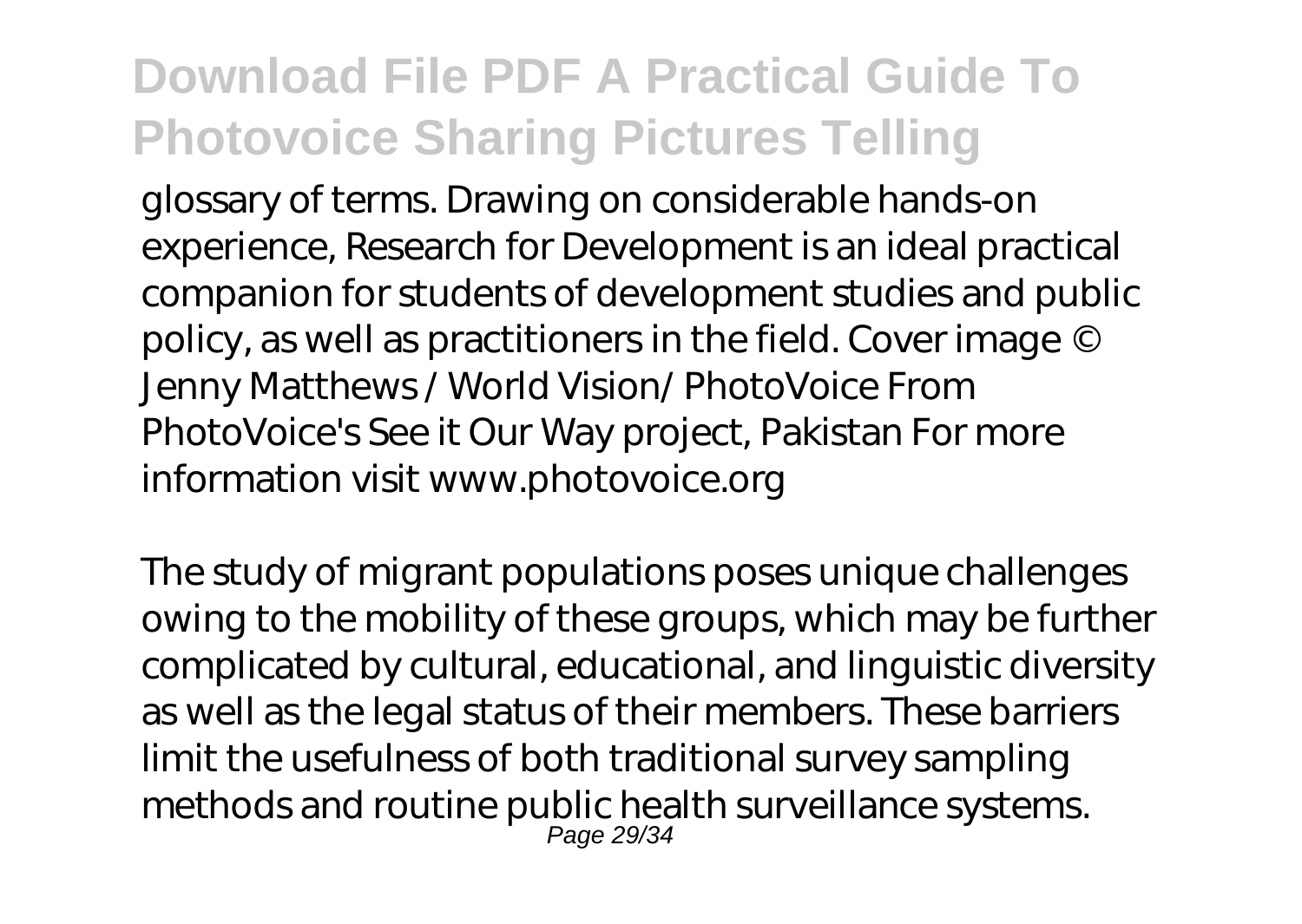glossary of terms. Drawing on considerable hands-on experience, Research for Development is an ideal practical companion for students of development studies and public policy, as well as practitioners in the field. Cover image © Jenny Matthews / World Vision/ PhotoVoice From PhotoVoice's See it Our Way project, Pakistan For more information visit www.photovoice.org

The study of migrant populations poses unique challenges owing to the mobility of these groups, which may be further complicated by cultural, educational, and linguistic diversity as well as the legal status of their members. These barriers limit the usefulness of both traditional survey sampling methods and routine public health surveillance systems.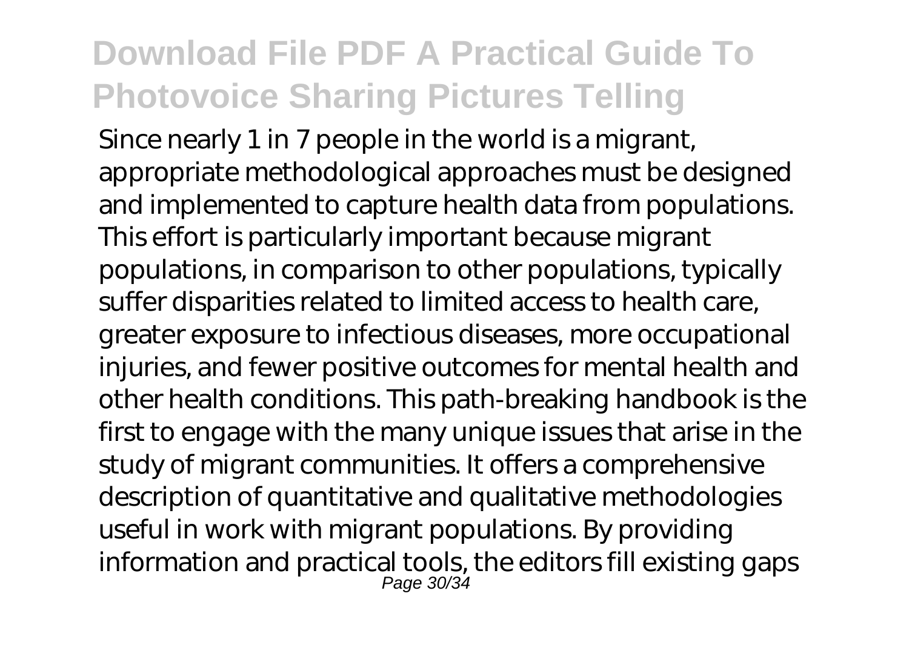Since nearly 1 in 7 people in the world is a migrant, appropriate methodological approaches must be designed and implemented to capture health data from populations. This effort is particularly important because migrant populations, in comparison to other populations, typically suffer disparities related to limited access to health care, greater exposure to infectious diseases, more occupational injuries, and fewer positive outcomes for mental health and other health conditions. This path-breaking handbook is the first to engage with the many unique issues that arise in the study of migrant communities. It offers a comprehensive description of quantitative and qualitative methodologies useful in work with migrant populations. By providing information and practical tools, the editors fill existing gaps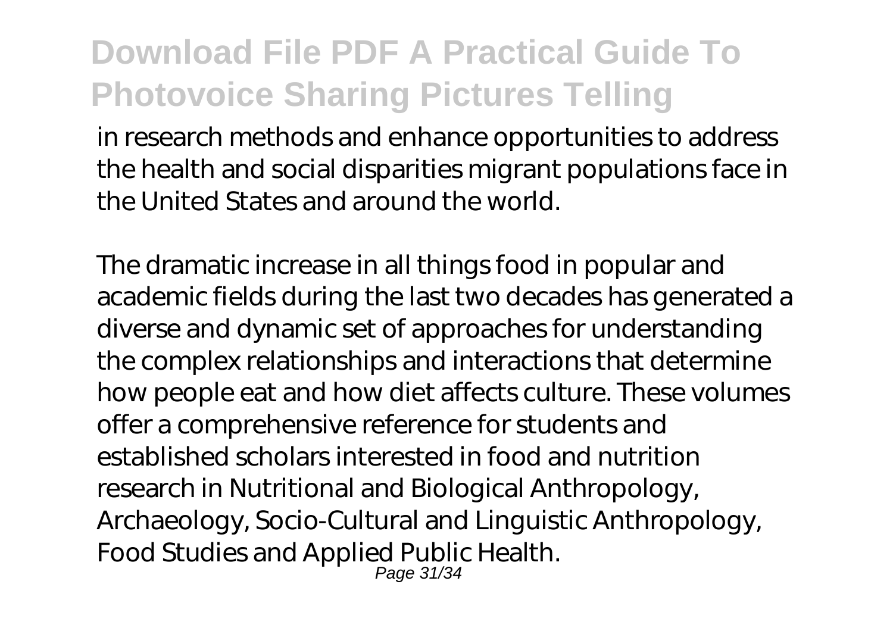in research methods and enhance opportunities to address the health and social disparities migrant populations face in the United States and around the world.

The dramatic increase in all things food in popular and academic fields during the last two decades has generated a diverse and dynamic set of approaches for understanding the complex relationships and interactions that determine how people eat and how diet affects culture. These volumes offer a comprehensive reference for students and established scholars interested in food and nutrition research in Nutritional and Biological Anthropology, Archaeology, Socio-Cultural and Linguistic Anthropology, Food Studies and Applied Public Health.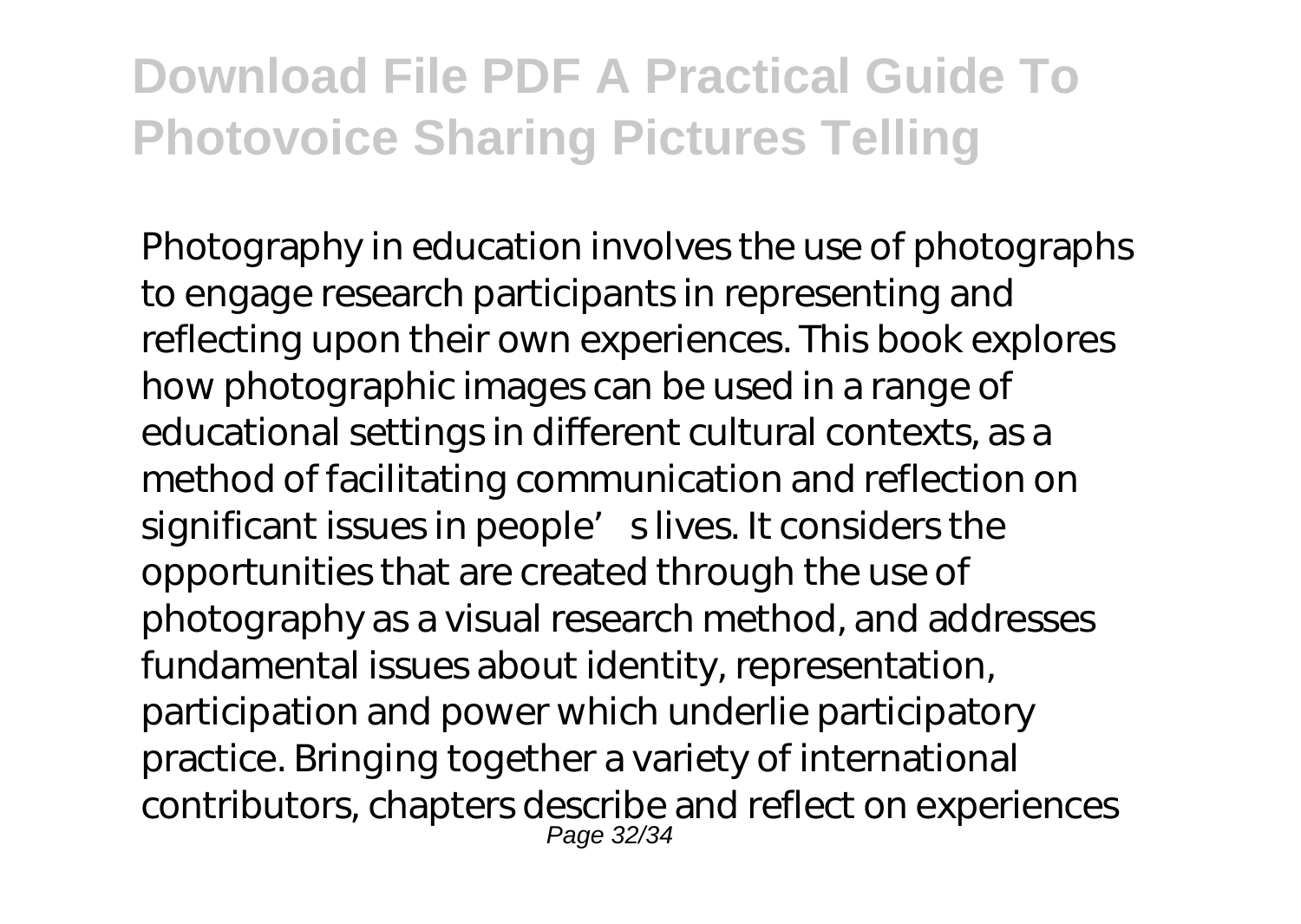Photography in education involves the use of photographs to engage research participants in representing and reflecting upon their own experiences. This book explores how photographic images can be used in a range of educational settings in different cultural contexts, as a method of facilitating communication and reflection on significant issues in people's lives. It considers the opportunities that are created through the use of photography as a visual research method, and addresses fundamental issues about identity, representation, participation and power which underlie participatory practice. Bringing together a variety of international contributors, chapters describe and reflect on experiences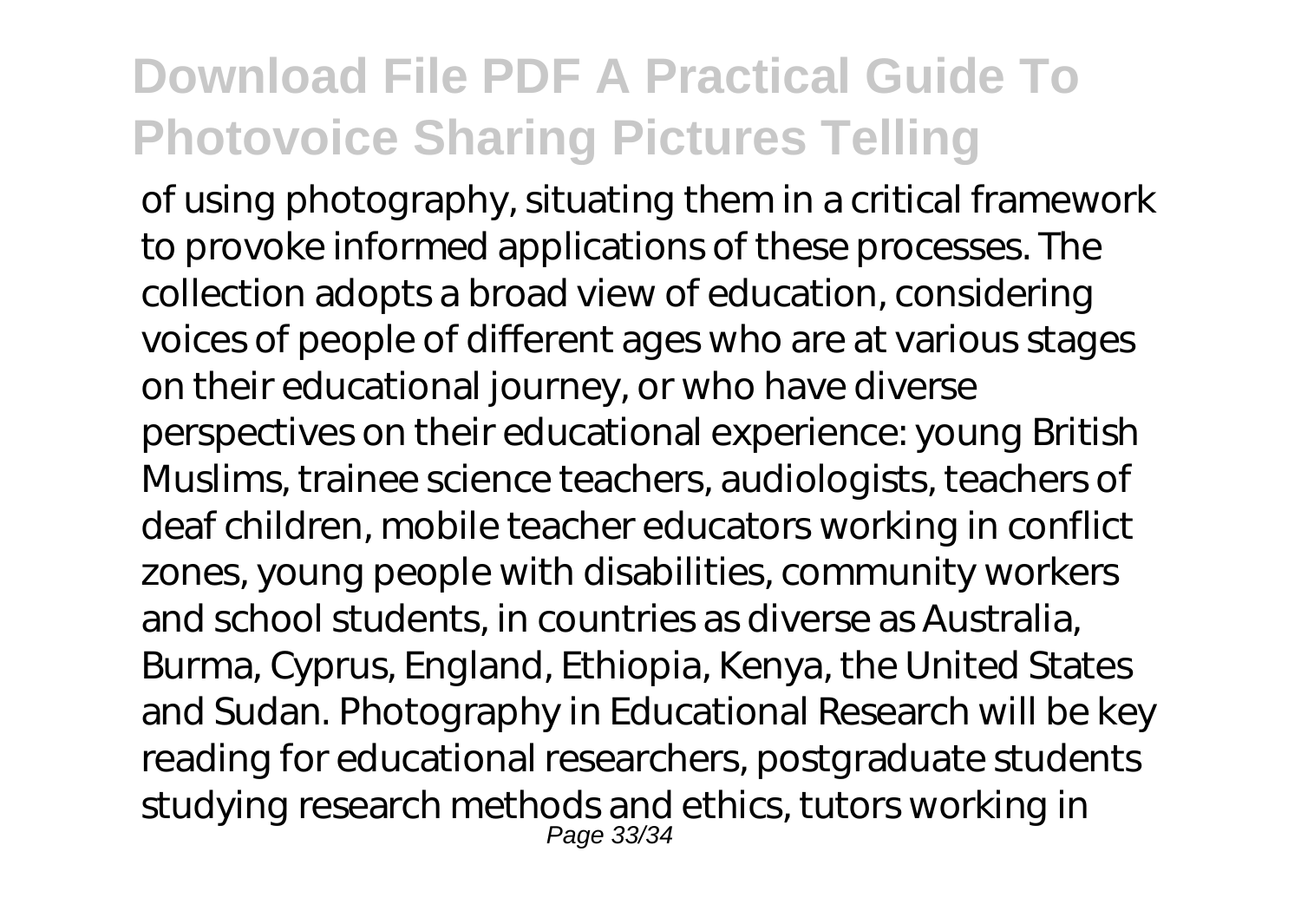of using photography, situating them in a critical framework to provoke informed applications of these processes. The collection adopts a broad view of education, considering voices of people of different ages who are at various stages on their educational journey, or who have diverse perspectives on their educational experience: young British Muslims, trainee science teachers, audiologists, teachers of deaf children, mobile teacher educators working in conflict zones, young people with disabilities, community workers and school students, in countries as diverse as Australia, Burma, Cyprus, England, Ethiopia, Kenya, the United States and Sudan. Photography in Educational Research will be key reading for educational researchers, postgraduate students studying research methods and ethics, tutors working in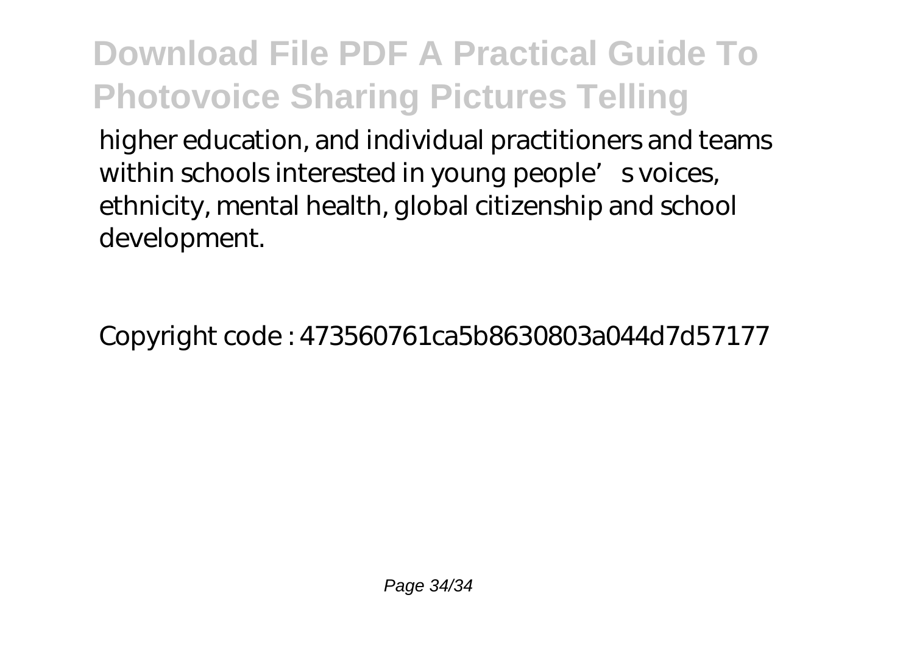higher education, and individual practitioners and teams within schools interested in young people's voices, ethnicity, mental health, global citizenship and school development.

Copyright code : 473560761ca5b8630803a044d7d57177